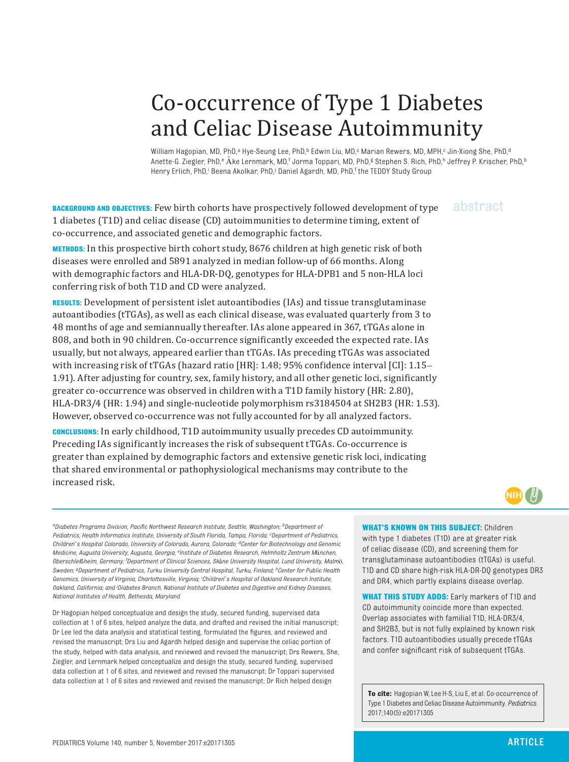# Co-occurrence of Type 1 Diabetes and Celiac Disease Autoimmunity

William Hagopian, MD, PhD,[a] Hye-Seung Lee, PhD,[b] Edwin Liu, MD,[c] Marian Rewers, MD, MPH,[c] Jin-Xiong She, PhD,[d] Anette-G. Ziegler, PhD,[e] Åke Lernmark, MD,[f] Jorma Toppari, MD, PhD,[g] Stephen S. Rich, PhD,[h] Jeffrey P. Krischer, PhD,[b] Henry Erlich, PhD,[i] Beena Akolkar, PhD,[j] Daniel Agardh, MD, PhD,[f] the TEDDY Study Group

## abstract

**BACKGROUND AND OBJECTIVES:** Few birth cohorts have prospectively followed development of type 1 diabetes (T1D) and celiac disease (CD) autoimmunities to determine timing, extent of co-occurrence, and associated genetic and demographic factors.

**METHODS:** In this prospective birth cohort study, 8676 children at high genetic risk of both diseases were enrolled and 5891 analyzed in median follow-up of 66 months. Along with demographic factors and HLA-DR-DQ, genotypes for HLA-DPB1 and 5 non-HLA loci conferring risk of both T1D and CD were analyzed.

**RESULTS:** Development of persistent islet autoantibodies (IAs) and tissue transglutaminase autoantibodies (tTGAs), as well as each clinical disease, was evaluated quarterly from 3 to 48 months of age and semiannually thereafter. IAs alone appeared in 367, tTGAs alone in 808, and both in 90 children. Co-occurrence significantly exceeded the expected rate. IAs usually, but not always, appeared earlier than tTGAs. IAs preceding tTGAs was associated with increasing risk of tTGAs (hazard ratio [HR]: 1.48; 95% confidence interval [CI]: 1.15–1.91). After adjusting for country, sex, family history, and all other genetic loci, significantly greater co-occurrence was observed in children with a T1D family history (HR: 2.80), HLA-DR3/4 (HR: 1.94) and single-nucleotide polymorphism rs3184504 at SH2B3 (HR: 1.53). However, observed co-occurrence was not fully accounted for by all analyzed factors.

**CONCLUSIONS:** In early childhood, T1D autoimmunity usually precedes CD autoimmunity. Preceding IAs significantly increases the risk of subsequent tTGAs. Co-occurrence is greater than explained by demographic factors and extensive genetic risk loci, indicating that shared environmental or pathophysiological mechanisms may contribute to the increased risk.

[a]Diabetes Programs Division, Pacific Northwest Research Institute, Seattle, Washington; [b]Department of Pediatrics, Health Informatics Institute, University of South Florida, Tampa, Florida; [c]Department of Pediatrics, Children's Hospital Colorado, University of Colorado, Aurora, Colorado; [d]Center for Biotechnology and Genomic Medicine, Augusta University, Augusta, Georgia; [e]Institute of Diabetes Research, Helmholtz Zentrum München, Oberschleißheim, Germany; [f]Department of Clinical Sciences, Skåne University Hospital, Lund University, Malmö, Sweden; [g]Department of Pediatrics, Turku University Central Hospital, Turku, Finland; [h]Center for Public Health Genomics, University of Virginia, Charlottesville, Virginia; [i]Children's Hospital of Oakland Research Institute, Oakland, California; and [j]Diabetes Branch, National Institute of Diabetes and Digestive and Kidney Diseases, National Institutes of Health, Bethesda, Maryland

Dr Hagopian helped conceptualize and design the study, secured funding, supervised data collection at 1 of 6 sites, helped analyze the data, and drafted and revised the initial manuscript; Dr Lee led the data analysis and statistical testing, formulated the figures, and reviewed and revised the manuscript; Drs Liu and Agardh helped design and supervise the celiac portion of the study, helped with data analysis, and reviewed and revised the manuscript; Drs Rewers, She, Ziegler, and Lernmark helped conceptualize and design the study, secured funding, supervised data collection at 1 of 6 sites, and reviewed and revised the manuscript; Dr Toppari supervised data collection at 1 of 6 sites and reviewed and revised the manuscript; Dr Rich helped design

**WHAT'S KNOWN ON THIS SUBJECT:** Children with type 1 diabetes (T1D) are at greater risk of celiac disease (CD), and screening them for transglutaminase autoantibodies (tTGAs) is useful. T1D and CD share high-risk HLA-DR-DQ genotypes DR3 and DR4, which partly explains disease overlap.

**WHAT THIS STUDY ADDS:** Early markers of T1D and CD autoimmunity coincide more than expected. Overlap associates with familial T1D, HLA-DR3/4, and SH2B3, but is not fully explained by known risk factors. T1D autoantibodies usually precede tTGAs and confer significant risk of subsequent tTGAs.

**To cite:** Hagopian W, Lee H-S, Liu E, et al. Co-occurrence of Type 1 Diabetes and Celiac Disease Autoimmunity. *Pediatrics.* 2017;140(5):e20171305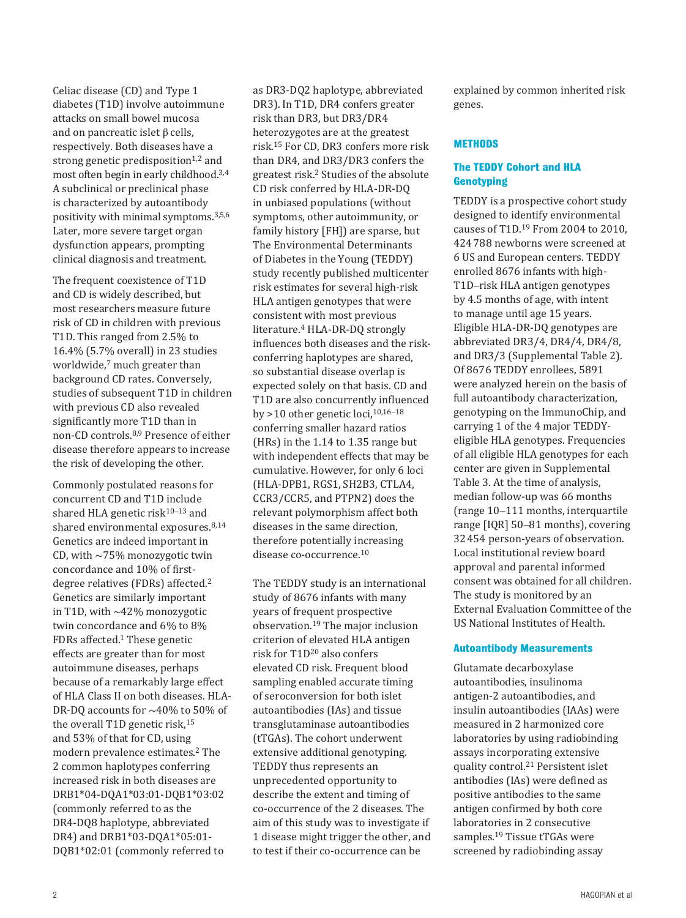Celiac disease (CD) and Type 1 diabetes (T1D) involve autoimmune attacks on small bowel mucosa and on pancreatic islet β cells, respectively. Both diseases have a strong genetic predisposition[1,2] and most often begin in early childhood.[3,4] A subclinical or preclinical phase is characterized by autoantibody positivity with minimal symptoms.[3,5,6] Later, more severe target organ dysfunction appears, prompting clinical diagnosis and treatment.

The frequent coexistence of T1D and CD is widely described, but most researchers measure future risk of CD in children with previous T1D. This ranged from 2.5% to 16.4% (5.7% overall) in 23 studies worldwide,[7] much greater than background CD rates. Conversely, studies of subsequent T1D in children with previous CD also revealed significantly more T1D than in non-CD controls.[8,9] Presence of either disease therefore appears to increase the risk of developing the other.

Commonly postulated reasons for concurrent CD and T1D include shared HLA genetic risk[10–13] and shared environmental exposures.[8,14] Genetics are indeed important in CD, with ~75% monozygotic twin concordance and 10% of first-degree relatives (FDRs) affected.[2] Genetics are similarly important in T1D, with ~42% monozygotic twin concordance and 6% to 8% FDRs affected.[1] These genetic effects are greater than for most autoimmune diseases, perhaps because of a remarkably large effect of HLA Class II on both diseases. HLA-DR-DQ accounts for ~40% to 50% of the overall T1D genetic risk,[15] and 53% of that for CD, using modern prevalence estimates.[2] The 2 common haplotypes conferring increased risk in both diseases are DRB1*04-DQA1*03:01-DQB1*03:02 (commonly referred to as the DR4-DQ8 haplotype, abbreviated DR4) and DRB1*03-DQA1*05:01-DQB1*02:01 (commonly referred to as DR3-DQ2 haplotype, abbreviated DR3). In T1D, DR4 confers greater risk than DR3, but DR3/DR4 heterozygotes are at the greatest risk.[15] For CD, DR3 confers more risk than DR4, and DR3/DR3 confers the greatest risk.[2] Studies of the absolute CD risk conferred by HLA-DR-DQ in unbiased populations (without symptoms, other autoimmunity, or family history [FH]) are sparse, but The Environmental Determinants of Diabetes in the Young (TEDDY) study recently published multicenter risk estimates for several high-risk HLA antigen genotypes that were consistent with most previous literature.[4] HLA-DR-DQ strongly influences both diseases and the risk-conferring haplotypes are shared, so substantial disease overlap is expected solely on that basis. CD and T1D are also concurrently influenced by >10 other genetic loci,[10,16–18] conferring smaller hazard ratios (HRs) in the 1.14 to 1.35 range but with independent effects that may be cumulative. However, for only 6 loci (HLA-DPB1, RGS1, SH2B3, CTLA4, CCR3/CCR5, and PTPN2) does the relevant polymorphism affect both diseases in the same direction, therefore potentially increasing disease co-occurrence.[10]

The TEDDY study is an international study of 8676 infants with many years of frequent prospective observation.[19] The major inclusion criterion of elevated HLA antigen risk for T1D[20] also confers elevated CD risk. Frequent blood sampling enabled accurate timing of seroconversion for both islet autoantibodies (IAs) and tissue transglutaminase autoantibodies (tTGAs). The cohort underwent extensive additional genotyping. TEDDY thus represents an unprecedented opportunity to describe the extent and timing of co-occurrence of the 2 diseases. The aim of this study was to investigate if 1 disease might trigger the other, and to test if their co-occurrence can be explained by common inherited risk genes.

## METHODS

### The TEDDY Cohort and HLA Genotyping

TEDDY is a prospective cohort study designed to identify environmental causes of T1D.[19] From 2004 to 2010, 424 788 newborns were screened at 6 US and European centers. TEDDY enrolled 8676 infants with high-T1D–risk HLA antigen genotypes by 4.5 months of age, with intent to manage until age 15 years. Eligible HLA-DR-DQ genotypes are abbreviated DR3/4, DR4/4, DR4/8, and DR3/3 (Supplemental Table 2). Of 8676 TEDDY enrollees, 5891 were analyzed herein on the basis of full autoantibody characterization, genotyping on the ImmunoChip, and carrying 1 of the 4 major TEDDY-eligible HLA genotypes. Frequencies of all eligible HLA genotypes for each center are given in Supplemental Table 3. At the time of analysis, median follow-up was 66 months (range 10–111 months, interquartile range [IQR] 50–81 months), covering 32 454 person-years of observation. Local institutional review board approval and parental informed consent was obtained for all children. The study is monitored by an External Evaluation Committee of the US National Institutes of Health.

### Autoantibody Measurements

Glutamate decarboxylase autoantibodies, insulinoma antigen-2 autoantibodies, and insulin autoantibodies (IAAs) were measured in 2 harmonized core laboratories by using radiobinding assays incorporating extensive quality control.[21] Persistent islet antibodies (IAs) were defined as positive antibodies to the same antigen confirmed by both core laboratories in 2 consecutive samples.[19] Tissue tTGAs were screened by radiobinding assay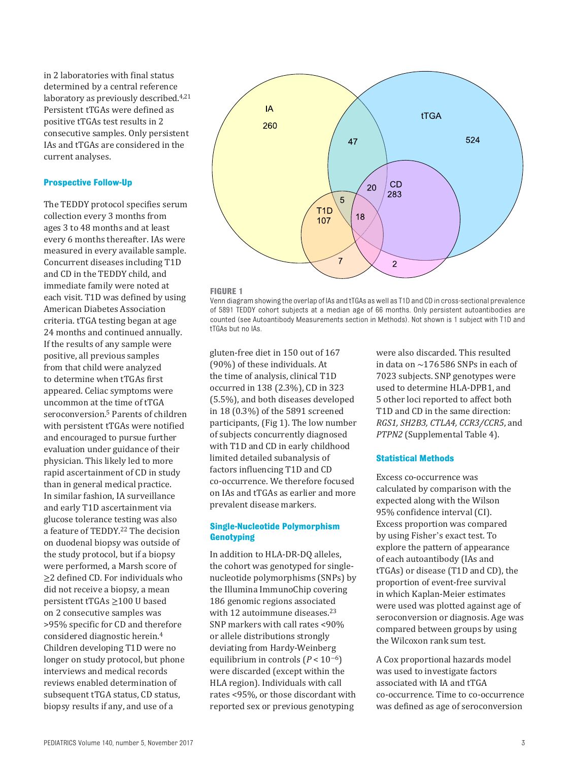in 2 laboratories with final status determined by a central reference laboratory as previously described.[4,21] Persistent tTGAs were defined as positive tTGAs test results in 2 consecutive samples. Only persistent IAs and tTGAs are considered in the current analyses.

### Prospective Follow-Up

The TEDDY protocol specifies serum collection every 3 months from ages 3 to 48 months and at least every 6 months thereafter. IAs were measured in every available sample. Concurrent diseases including T1D and CD in the TEDDY child, and immediate family were noted at each visit. T1D was defined by using American Diabetes Association criteria. tTGA testing began at age 24 months and continued annually. If the results of any sample were positive, all previous samples from that child were analyzed to determine when tTGAs first appeared. Celiac symptoms were uncommon at the time of tTGA seroconversion.[5] Parents of children with persistent tTGAs were notified and encouraged to pursue further evaluation under guidance of their physician. This likely led to more rapid ascertainment of CD in study than in general medical practice. In similar fashion, IA surveillance and early T1D ascertainment via glucose tolerance testing was also a feature of TEDDY.[22] The decision on duodenal biopsy was outside of the study protocol, but if a biopsy were performed, a Marsh score of ≥2 defined CD. For individuals who did not receive a biopsy, a mean persistent tTGAs ≥100 U based on 2 consecutive samples was >95% specific for CD and therefore considered diagnostic herein.[4] Children developing T1D were no longer on study protocol, but phone interviews and medical records reviews enabled determination of subsequent tTGA status, CD status, biopsy results if any, and use of a gluten-free diet in 150 out of 167 (90%) of these individuals. At the time of analysis, clinical T1D occurred in 138 (2.3%), CD in 323 (5.5%), and both diseases developed in 18 (0.3%) of the 5891 screened participants, (Fig 1). The low number of subjects concurrently diagnosed with T1D and CD in early childhood limited detailed subanalysis of factors influencing T1D and CD co-occurrence. We therefore focused on IAs and tTGAs as earlier and more prevalent disease markers.

**FIGURE 1**
Venn diagram showing the overlap of IAs and tTGAs as well as T1D and CD in cross-sectional prevalence of 5891 TEDDY cohort subjects at a median age of 66 months. Only persistent autoantibodies are counted (see Autoantibody Measurements section in Methods). Not shown is 1 subject with T1D and tTGAs but no IAs.

### Single-Nucleotide Polymorphism Genotyping

In addition to HLA-DR-DQ alleles, the cohort was genotyped for single-nucleotide polymorphisms (SNPs) by the Illumina ImmunoChip covering 186 genomic regions associated with 12 autoimmune diseases.[23] SNP markers with call rates <90% or allele distributions strongly deviating from Hardy-Weinberg equilibrium in controls ($P < 10^{-6}$) were discarded (except within the HLA region). Individuals with call rates <95%, or those discordant with reported sex or previous genotyping were also discarded. This resulted in data on ~176 586 SNPs in each of 7023 subjects. SNP genotypes were used to determine HLA-DPB1, and 5 other loci reported to affect both T1D and CD in the same direction: *RGS1, SH2B3, CTLA4, CCR3/CCR5*, and *PTPN2* (Supplemental Table 4).

### Statistical Methods

Excess co-occurrence was calculated by comparison with the expected along with the Wilson 95% confidence interval (CI). Excess proportion was compared by using Fisher's exact test. To explore the pattern of appearance of each autoantibody (IAs and tTGAs) or disease (T1D and CD), the proportion of event-free survival in which Kaplan-Meier estimates were used was plotted against age of seroconversion or diagnosis. Age was compared between groups by using the Wilcoxon rank sum test.

A Cox proportional hazards model was used to investigate factors associated with IA and tTGA co-occurrence. Time to co-occurrence was defined as age of seroconversion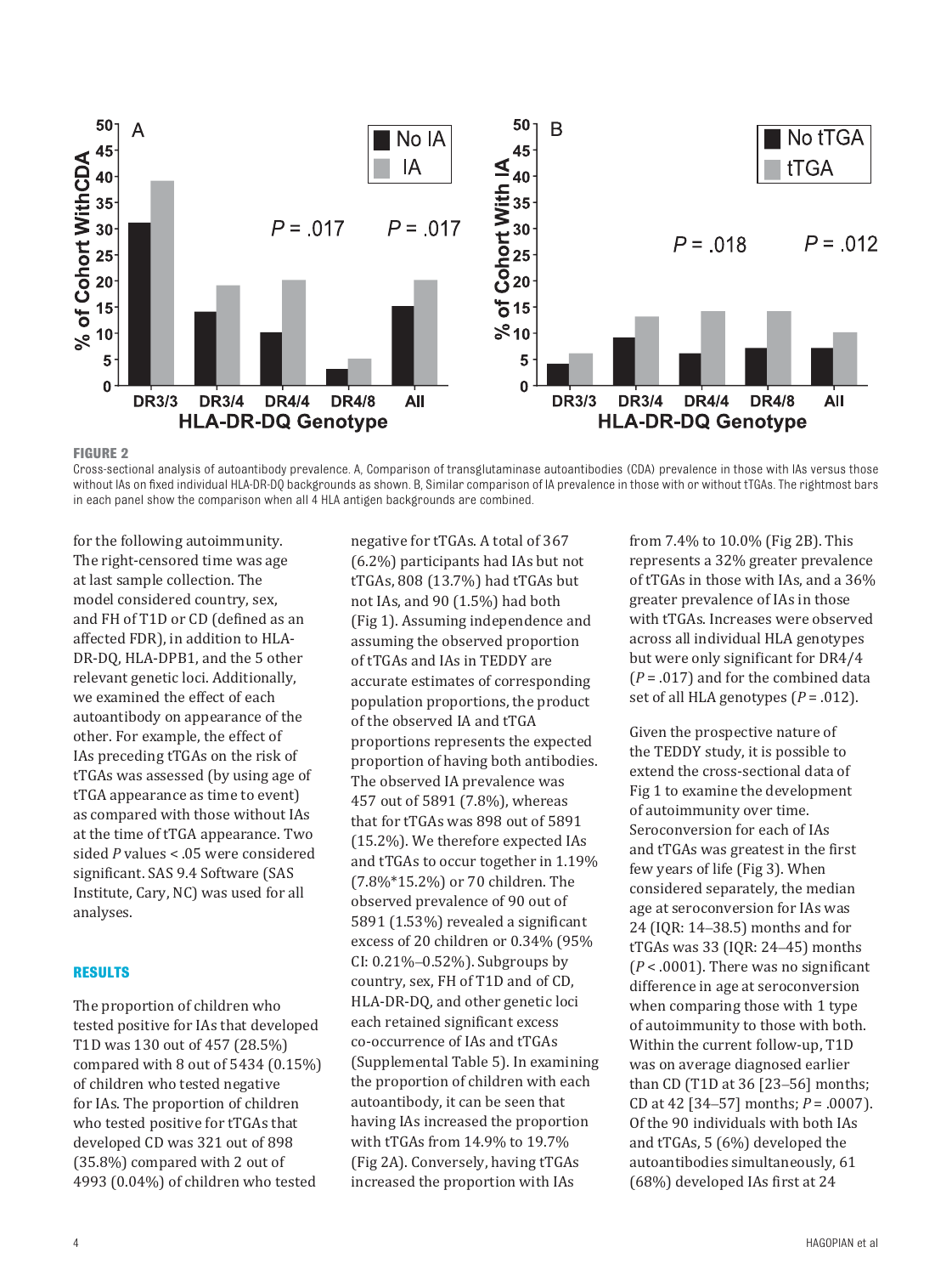FIGURE 2

Cross-sectional analysis of autoantibody prevalence. A, Comparison of transglutaminase autoantibodies (CDA) prevalence in those with IAs versus those without IAs on fixed individual HLA-DR-DQ backgrounds as shown. B, Similar comparison of IA prevalence in those with or without tTGAs. The rightmost bars in each panel show the comparison when all 4 HLA antigen backgrounds are combined.

for the following autoimmunity. The right-censored time was age at last sample collection. The model considered country, sex, and FH of T1D or CD (defined as an affected FDR), in addition to HLA-DR-DQ, HLA-DPB1, and the 5 other relevant genetic loci. Additionally, we examined the effect of each autoantibody on appearance of the other. For example, the effect of IAs preceding tTGAs on the risk of tTGAs was assessed (by using age of tTGA appearance as time to event) as compared with those without IAs at the time of tTGA appearance. Two sided $P$ values < .05 were considered significant. SAS 9.4 Software (SAS Institute, Cary, NC) was used for all analyses.

## RESULTS

The proportion of children who tested positive for IAs that developed T1D was 130 out of 457 (28.5%) compared with 8 out of 5434 (0.15%) of children who tested negative for IAs. The proportion of children who tested positive for tTGAs that developed CD was 321 out of 898 (35.8%) compared with 2 out of 4993 (0.04%) of children who tested negative for tTGAs. A total of 367 (6.2%) participants had IAs but not tTGAs, 808 (13.7%) had tTGAs but not IAs, and 90 (1.5%) had both (Fig 1). Assuming independence and assuming the observed proportion of tTGAs and IAs in TEDDY are accurate estimates of corresponding population proportions, the product of the observed IA and tTGA proportions represents the expected proportion of having both antibodies. The observed IA prevalence was 457 out of 5891 (7.8%), whereas that for tTGAs was 898 out of 5891 (15.2%). We therefore expected IAs and tTGAs to occur together in 1.19% (7.8%*15.2%) or 70 children. The observed prevalence of 90 out of 5891 (1.53%) revealed a significant excess of 20 children or 0.34% (95% CI: 0.21%–0.52%). Subgroups by country, sex, FH of T1D and of CD, HLA-DR-DQ, and other genetic loci each retained significant excess co-occurrence of IAs and tTGAs (Supplemental Table 5). In examining the proportion of children with each autoantibody, it can be seen that having IAs increased the proportion with tTGAs from 14.9% to 19.7% (Fig 2A). Conversely, having tTGAs increased the proportion with IAs from 7.4% to 10.0% (Fig 2B). This represents a 32% greater prevalence of tTGAs in those with IAs, and a 36% greater prevalence of IAs in those with tTGAs. Increases were observed across all individual HLA genotypes but were only significant for DR4/4 ($P$ = .017) and for the combined data set of all HLA genotypes ($P$ = .012).

Given the prospective nature of the TEDDY study, it is possible to extend the cross-sectional data of Fig 1 to examine the development of autoimmunity over time. Seroconversion for each of IAs and tTGAs was greatest in the first few years of life (Fig 3). When considered separately, the median age at seroconversion for IAs was 24 (IQR: 14–38.5) months and for tTGAs was 33 (IQR: 24–45) months ($P$ < .0001). There was no significant difference in age at seroconversion when comparing those with 1 type of autoimmunity to those with both. Within the current follow-up, T1D was on average diagnosed earlier than CD (T1D at 36 [23–56] months; CD at 42 [34–57] months; $P$ = .0007). Of the 90 individuals with both IAs and tTGAs, 5 (6%) developed the autoantibodies simultaneously, 61 (68%) developed IAs first at 24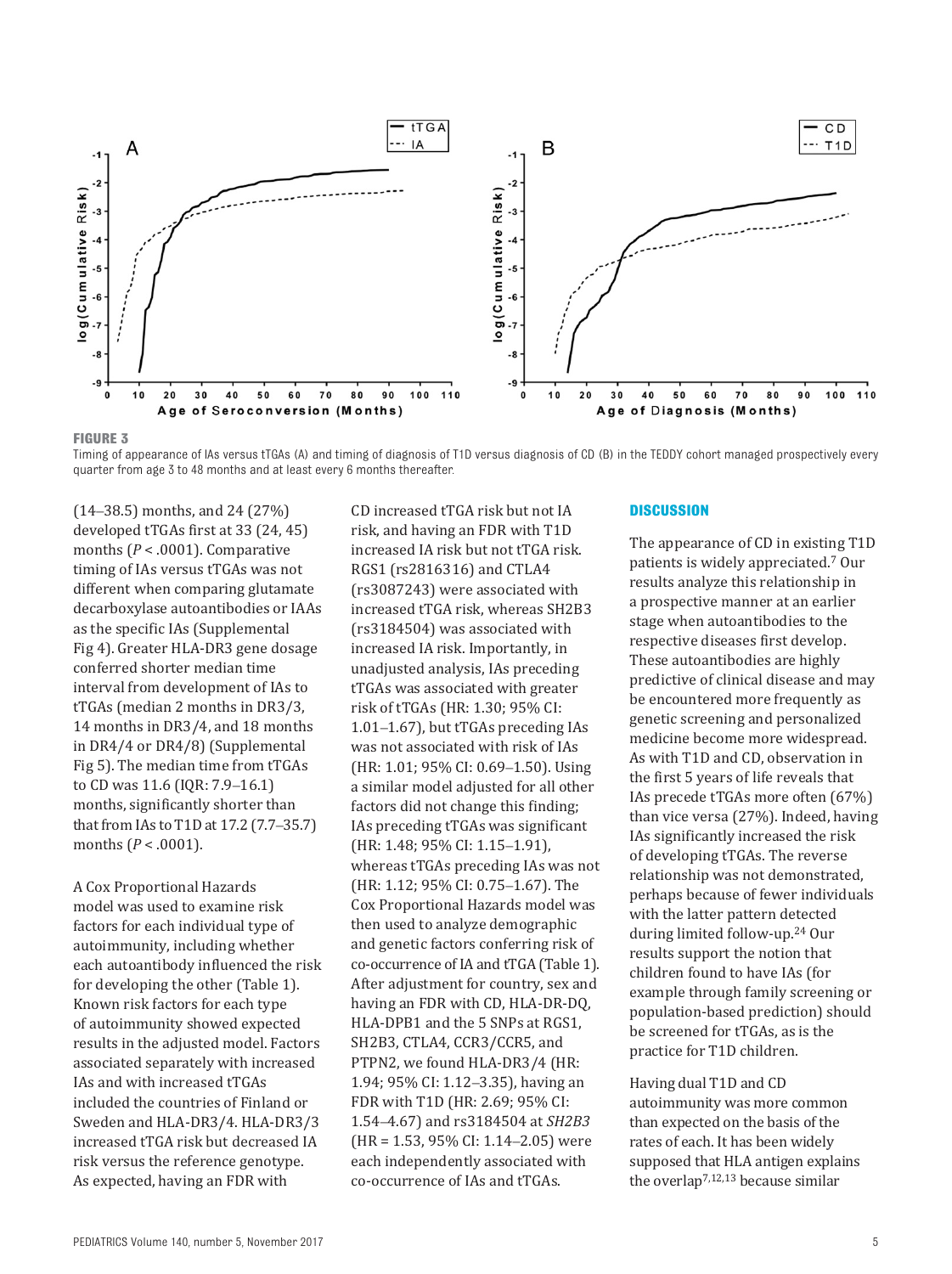**FIGURE 3**

Timing of appearance of IAs versus tTGAs (A) and timing of diagnosis of T1D versus diagnosis of CD (B) in the TEDDY cohort managed prospectively every quarter from age 3 to 48 months and at least every 6 months thereafter.

(14–38.5) months, and 24 (27%) developed tTGAs first at 33 (24, 45) months ($P < .0001$). Comparative timing of IAs versus tTGAs was not different when comparing glutamate decarboxylase autoantibodies or IAAs as the specific IAs (Supplemental Fig 4). Greater HLA-DR3 gene dosage conferred shorter median time interval from development of IAs to tTGAs (median 2 months in DR3/3, 14 months in DR3/4, and 18 months in DR4/4 or DR4/8) (Supplemental Fig 5). The median time from tTGAs to CD was 11.6 (IQR: 7.9–16.1) months, significantly shorter than that from IAs to T1D at 17.2 (7.7–35.7) months ($P < .0001$).

A Cox Proportional Hazards model was used to examine risk factors for each individual type of autoimmunity, including whether each autoantibody influenced the risk for developing the other (Table 1). Known risk factors for each type of autoimmunity showed expected results in the adjusted model. Factors associated separately with increased IAs and with increased tTGAs included the countries of Finland or Sweden and HLA-DR3/4. HLA-DR3/3 increased tTGA risk but decreased IA risk versus the reference genotype. As expected, having an FDR with CD increased tTGA risk but not IA risk, and having an FDR with T1D increased IA risk but not tTGA risk. RGS1 (rs2816316) and CTLA4 (rs3087243) were associated with increased tTGA risk, whereas SH2B3 (rs3184504) was associated with increased IA risk. Importantly, in unadjusted analysis, IAs preceding tTGAs was associated with greater risk of tTGAs (HR: 1.30; 95% CI: 1.01–1.67), but tTGAs preceding IAs was not associated with risk of IAs (HR: 1.01; 95% CI: 0.69–1.50). Using a similar model adjusted for all other factors did not change this finding; IAs preceding tTGAs was significant (HR: 1.48; 95% CI: 1.15–1.91), whereas tTGAs preceding IAs was not (HR: 1.12; 95% CI: 0.75–1.67). The Cox Proportional Hazards model was then used to analyze demographic and genetic factors conferring risk of co-occurrence of IA and tTGA (Table 1). After adjustment for country, sex and having an FDR with CD, HLA-DR-DQ, HLA-DPB1 and the 5 SNPs at RGS1, SH2B3, CTLA4, CCR3/CCR5, and PTPN2, we found HLA-DR3/4 (HR: 1.94; 95% CI: 1.12–3.35), having an FDR with T1D (HR: 2.69; 95% CI: 1.54–4.67) and rs3184504 at *SH2B3* (HR = 1.53, 95% CI: 1.14–2.05) were each independently associated with co-occurrence of IAs and tTGAs.

## DISCUSSION

The appearance of CD in existing T1D patients is widely appreciated.[7] Our results analyze this relationship in a prospective manner at an earlier stage when autoantibodies to the respective diseases first develop. These autoantibodies are highly predictive of clinical disease and may be encountered more frequently as genetic screening and personalized medicine become more widespread. As with T1D and CD, observation in the first 5 years of life reveals that IAs precede tTGAs more often (67%) than vice versa (27%). Indeed, having IAs significantly increased the risk of developing tTGAs. The reverse relationship was not demonstrated, perhaps because of fewer individuals with the latter pattern detected during limited follow-up.[24] Our results support the notion that children found to have IAs (for example through family screening or population-based prediction) should be screened for tTGAs, as is the practice for T1D children.

Having dual T1D and CD autoimmunity was more common than expected on the basis of the rates of each. It has been widely supposed that HLA antigen explains the overlap[7,12,13] because similar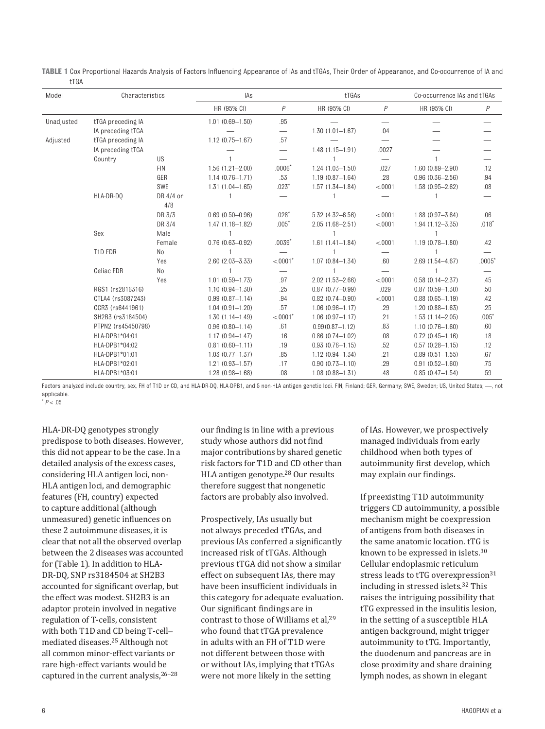**TABLE 1** Cox Proportional Hazards Analysis of Factors Influencing Appearance of IAs and tTGAs, Their Order of Appearance, and Co-occurrence of IA and tTGA

| Model | Characteristics | | IAs | | tTGAs | | Co-occurrence IAs and tTGAs | |
|---|---|---|---|---|---|---|---|---|
| | | | HR (95% CI) | *P* | HR (95% CI) | *P* | HR (95% CI) | *P* |
| Unadjusted | tTGA preceding IA | | 1.01 (0.69–1.50) | .95 | — | — | — | — |
| | IA preceding tTGA | | — | — | 1.30 (1.01–1.67) | .04 | — | — |
| Adjusted | tTGA preceding IA | | 1.12 (0.75–1.67) | .57 | — | — | — | — |
| | IA preceding tTGA | | — | — | 1.48 (1.15–1.91) | .0027 | — | — |
| | Country | US | 1 | — | 1 | — | 1 | — |
| | | FIN | 1.56 (1.21–2.00) | .0006* | 1.24 (1.03–1.50) | .027 | 1.60 (0.89–2.90) | .12 |
| | | GER | 1.14 (0.76–1.71) | .53 | 1.19 (0.87–1.64) | .28 | 0.96 (0.36–2.56) | .94 |
| | | SWE | 1.31 (1.04–1.65) | .023* | 1.57 (1.34–1.84) | <.0001 | 1.58 (0.95–2.62) | .08 |
| | HLA-DR-DQ | DR 4/4 or 4/8 | 1 | — | 1 | — | 1 | — |
| | | DR 3/3 | 0.69 (0.50–0.96) | .028* | 5.32 (4.32–6.56) | <.0001 | 1.88 (0.97–3.64) | .06 |
| | | DR 3/4 | 1.47 (1.18–1.82) | .005* | 2.05 (1.68–2.51) | <.0001 | 1.94 (1.12–3.35) | .018* |
| | Sex | Male | 1 | — | 1 | — | 1 | — |
| | | Female | 0.76 (0.63–0.92) | .0039* | 1.61 (1.41–1.84) | <.0001 | 1.19 (0.78–1.80) | .42 |
| | T1D FDR | No | 1 | — | 1 | — | 1 | — |
| | | Yes | 2.60 (2.03–3.33) | <.0001* | 1.07 (0.84–1.34) | .60 | 2.69 (1.54–4.67) | .0005* |
| | Celiac FDR | No | 1 | — | 1 | — | 1 | — |
| | | Yes | 1.01 (0.59–1.73) | .97 | 2.02 (1.53–2.66) | <.0001 | 0.58 (0.14–2.37) | .45 |
| | RGS1 (rs2816316) | | 1.10 (0.94–1.30) | .25 | 0.87 (0.77–0.99) | .029 | 0.87 (0.59–1.30) | .50 |
| | CTLA4 (rs3087243) | | 0.99 (0.87–1.14) | .94 | 0.82 (0.74–0.90) | <.0001 | 0.88 (0.65–1.19) | .42 |
| | CCR3 (rs6441961) | | 1.04 (0.91–1.20) | .57 | 1.06 (0.96–1.17) | .29 | 1.20 (0.88–1.63) | .25 |
| | SH2B3 (rs3184504) | | 1.30 (1.14–1.49) | <.0001* | 1.06 (0.97–1.17) | .21 | 1.53 (1.14–2.05) | .005* |
| | PTPN2 (rs45450798) | | 0.96 (0.80–1.14) | .61 | 0.99(0.87–1.12) | .83 | 1.10 (0.76–1.60) | .60 |
| | HLA-DPB1*04:01 | | 1.17 (0.94–1.47) | .16 | 0.86 (0.74–1.02) | .08 | 0.72 (0.45–1.16) | .18 |
| | HLA-DPB1*04:02 | | 0.81 (0.60–1.11) | .19 | 0.93 (0.76–1.15) | .52 | 0.57 (0.28–1.15) | .12 |
| | HLA-DPB1*01:01 | | 1.03 (0.77–1.37) | .85 | 1.12 (0.94–1.34) | .21 | 0.89 (0.51–1.55) | .67 |
| | HLA-DPB1*02:01 | | 1.21 (0.93–1.57) | .17 | 0.90 (0.73–1.10) | .29 | 0.91 (0.52–1.60) | .75 |
| | HLA-DPB1*03:01 | | 1.28 (0.98–1.68) | .08 | 1.08 (0.88–1.31) | .48 | 0.85 (0.47–1.54) | .59 |

Factors analyzed include country, sex, FH of T1D or CD, and HLA-DR-DQ, HLA-DPB1, and 5 non-HLA antigen genetic loci. FIN, Finland; GER, Germany; SWE, Sweden; US, United States; —, not applicable.

* $P < .05$

HLA-DR-DQ genotypes strongly predispose to both diseases. However, this did not appear to be the case. In a detailed analysis of the excess cases, considering HLA antigen loci, non-HLA antigen loci, and demographic features (FH, country) expected to capture additional (although unmeasured) genetic influences on these 2 autoimmune diseases, it is clear that not all the observed overlap between the 2 diseases was accounted for (Table 1). In addition to HLA-DR-DQ, SNP rs3184504 at SH2B3 accounted for significant overlap, but the effect was modest. SH2B3 is an adaptor protein involved in negative regulation of T-cells, consistent with both T1D and CD being T-cell–mediated diseases.[25] Although not all common minor-effect variants or rare high-effect variants would be captured in the current analysis,[26–28] our finding is in line with a previous study whose authors did not find major contributions by shared genetic risk factors for T1D and CD other than HLA antigen genotype.[28] Our results therefore suggest that nongenetic factors are probably also involved.

Prospectively, IAs usually but not always preceded tTGAs, and previous IAs conferred a significantly increased risk of tTGAs. Although previous tTGA did not show a similar effect on subsequent IAs, there may have been insufficient individuals in this category for adequate evaluation. Our significant findings are in contrast to those of Williams et al,[29] who found that tTGA prevalence in adults with an FH of T1D were not different between those with or without IAs, implying that tTGAs were not more likely in the setting of IAs. However, we prospectively managed individuals from early childhood when both types of autoimmunity first develop, which may explain our findings.

If preexisting T1D autoimmunity triggers CD autoimmunity, a possible mechanism might be coexpression of antigens from both diseases in the same anatomic location. tTG is known to be expressed in islets.[30] Cellular endoplasmic reticulum stress leads to tTG overexpression[31] including in stressed islets.[32] This raises the intriguing possibility that tTG expressed in the insulitis lesion, in the setting of a susceptible HLA antigen background, might trigger autoimmunity to tTG. Importantly, the duodenum and pancreas are in close proximity and share draining lymph nodes, as shown in elegant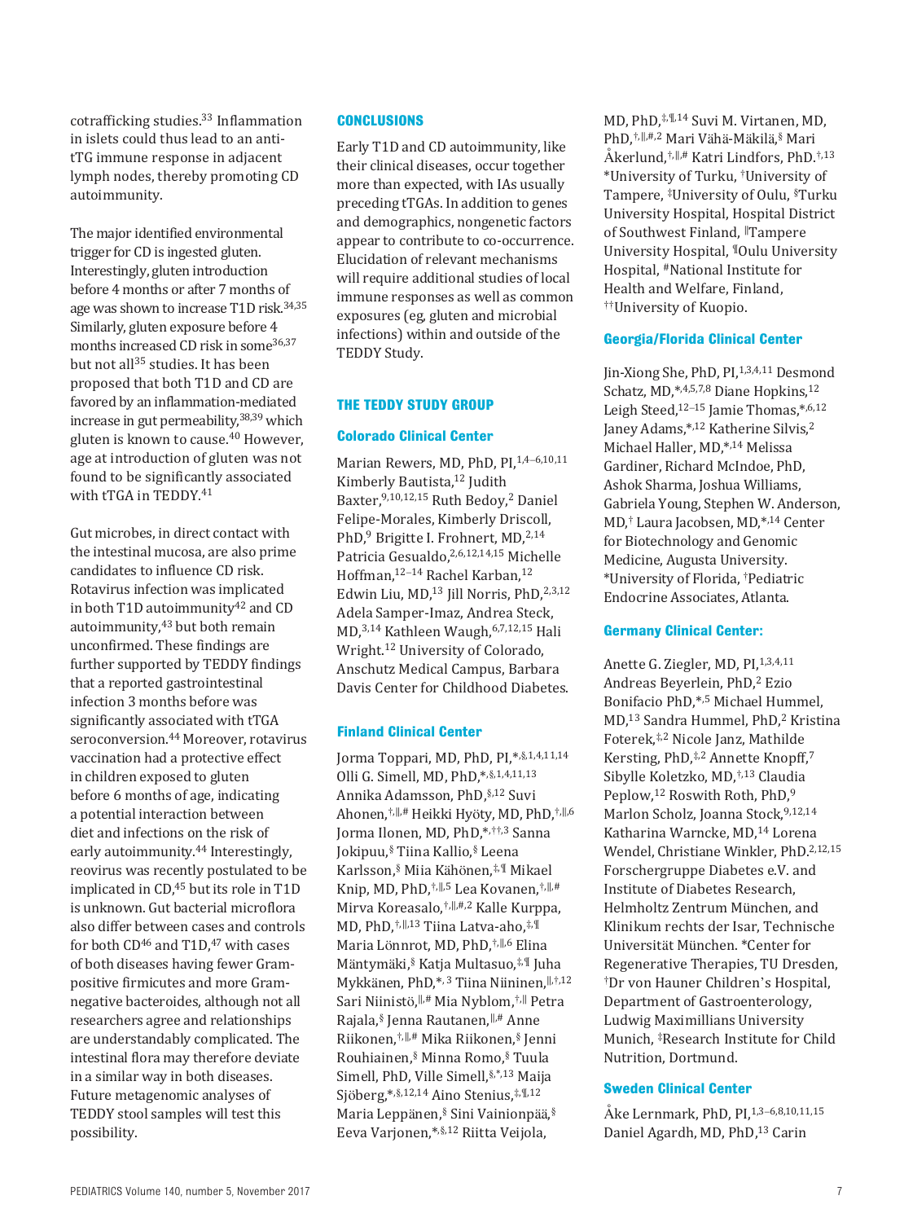cotrafficking studies.[33] Inflammation in islets could thus lead to an anti-tTG immune response in adjacent lymph nodes, thereby promoting CD autoimmunity.

The major identified environmental trigger for CD is ingested gluten. Interestingly, gluten introduction before 4 months or after 7 months of age was shown to increase T1D risk.[34,35] Similarly, gluten exposure before 4 months increased CD risk in some[36,37] but not all[35] studies. It has been proposed that both T1D and CD are favored by an inflammation-mediated increase in gut permeability,[38,39] which gluten is known to cause.[40] However, age at introduction of gluten was not found to be significantly associated with tTGA in TEDDY.[41]

Gut microbes, in direct contact with the intestinal mucosa, are also prime candidates to influence CD risk. Rotavirus infection was implicated in both T1D autoimmunity[42] and CD autoimmunity,[43] but both remain unconfirmed. These findings are further supported by TEDDY findings that a reported gastrointestinal infection 3 months before was significantly associated with tTGA seroconversion.[44] Moreover, rotavirus vaccination had a protective effect in children exposed to gluten before 6 months of age, indicating a potential interaction between diet and infections on the risk of early autoimmunity.[44] Interestingly, reovirus was recently postulated to be implicated in CD,[45] but its role in T1D is unknown. Gut bacterial microflora also differ between cases and controls for both CD[46] and T1D,[47] with cases of both diseases having fewer Gram-positive firmicutes and more Gram-negative bacteroides, although not all researchers agree and relationships are understandably complicated. The intestinal flora may therefore deviate in a similar way in both diseases. Future metagenomic analyses of TEDDY stool samples will test this possibility.

## CONCLUSIONS

Early T1D and CD autoimmunity, like their clinical diseases, occur together more than expected, with IAs usually preceding tTGAs. In addition to genes and demographics, nongenetic factors appear to contribute to co-occurrence. Elucidation of relevant mechanisms will require additional studies of local immune responses as well as common exposures (eg, gluten and microbial infections) within and outside of the TEDDY Study.

## THE TEDDY STUDY GROUP

### Colorado Clinical Center

Marian Rewers, MD, PhD, PI,[1,4–6,10,11] Kimberly Bautista,[12] Judith Baxter,[9,10,12,15] Ruth Bedoy,[2] Daniel Felipe-Morales, Kimberly Driscoll, PhD,[9] Brigitte I. Frohnert, MD,[2,14] Patricia Gesualdo,[2,6,12,14,15] Michelle Hoffman,[12–14] Rachel Karban,[12] Edwin Liu, MD,[13] Jill Norris, PhD,[2,3,12] Adela Samper-Imaz, Andrea Steck, MD,[3,14] Kathleen Waugh,[6,7,12,15] Hali Wright.[12] University of Colorado, Anschutz Medical Campus, Barbara Davis Center for Childhood Diabetes.

### Finland Clinical Center

Jorma Toppari, MD, PhD, PI,[*,§,1,4,11,14] Olli G. Simell, MD, PhD,[*,§,1,4,11,13] Annika Adamsson, PhD,[§,12] Suvi Ahonen,[†,‖,#] Heikki Hyöty, MD, PhD,[†,‖,6] Jorma Ilonen, MD, PhD,[*,††,3] Sanna Jokipuu,[§] Tiina Kallio,[§] Leena Karlsson,[§] Miia Kähönen,[‡,¶] Mikael Knip, MD, PhD,[†,‖,5] Lea Kovanen,[†,‖,#] Mirva Koreasalo,[†,‖,#,2] Kalle Kurppa, MD, PhD,[†,‖,13] Tiina Latva-aho,[‡,¶] Maria Lönnrot, MD, PhD,[†,‖,6] Elina Mäntymäki,[§] Katja Multasuo,[‡,¶] Juha Mykkänen, PhD,[*,3] Tiina Niininen,[‖,†,12] Sari Niinistö,[‖,#] Mia Nyblom,[†,‖] Petra Rajala,[§] Jenna Rautanen,[‖,#] Anne Riikonen,[†,‖,#] Mika Riikonen,[§] Jenni Rouhiainen,[§] Minna Romo,[§] Tuula Simell, PhD, Ville Simell,[§,*,13] Maija Sjöberg,[*,§,12,14] Aino Stenius,[‡,¶,12] Maria Leppänen,[§] Sini Vainionpää,[§] Eeva Varjonen,[*,§,12] Riitta Veijola, MD, PhD,[‡,¶,14] Suvi M. Virtanen, MD, PhD,[†,‖,#,2] Mari Vähä-Mäkilä,[§] Mari Åkerlund,[†,‖,#] Katri Lindfors, PhD.[†,13] *University of Turku, †University of Tampere, ‡University of Oulu, §Turku University Hospital, Hospital District of Southwest Finland, ‖Tampere University Hospital, ¶Oulu University Hospital, #National Institute for Health and Welfare, Finland, ††University of Kuopio.

### Georgia/Florida Clinical Center

Jin-Xiong She, PhD, PI,[1,3,4,11] Desmond Schatz, MD,[*,4,5,7,8] Diane Hopkins,[12] Leigh Steed,[12–15] Jamie Thomas,[*,6,12] Janey Adams,[*,12] Katherine Silvis,[2] Michael Haller, MD,[*,14] Melissa Gardiner, Richard McIndoe, PhD, Ashok Sharma, Joshua Williams, Gabriela Young, Stephen W. Anderson, MD,[†] Laura Jacobsen, MD,[*,14] Center for Biotechnology and Genomic Medicine, Augusta University. *University of Florida, †Pediatric Endocrine Associates, Atlanta.

### Germany Clinical Center:

Anette G. Ziegler, MD, PI,[1,3,4,11] Andreas Beyerlein, PhD,[2] Ezio Bonifacio PhD,[*,5] Michael Hummel, MD,[13] Sandra Hummel, PhD,[2] Kristina Foterek,[‡,2] Nicole Janz, Mathilde Kersting, PhD,[‡,2] Annette Knopff,[7] Sibylle Koletzko, MD,[†,13] Claudia Peplow,[12] Roswith Roth, PhD,[9] Marlon Scholz, Joanna Stock,[9,12,14] Katharina Warncke, MD,[14] Lorena Wendel, Christiane Winkler, PhD.[2,12,15] Forschergruppe Diabetes e.V. and Institute of Diabetes Research, Helmholtz Zentrum München, and Klinikum rechts der Isar, Technische Universität München. *Center for Regenerative Therapies, TU Dresden, †Dr von Hauner Children's Hospital, Department of Gastroenterology, Ludwig Maximillians University Munich, ‡Research Institute for Child Nutrition, Dortmund.

### Sweden Clinical Center

Åke Lernmark, PhD, PI,[1,3–6,8,10,11,15] Daniel Agardh, MD, PhD,[13] Carin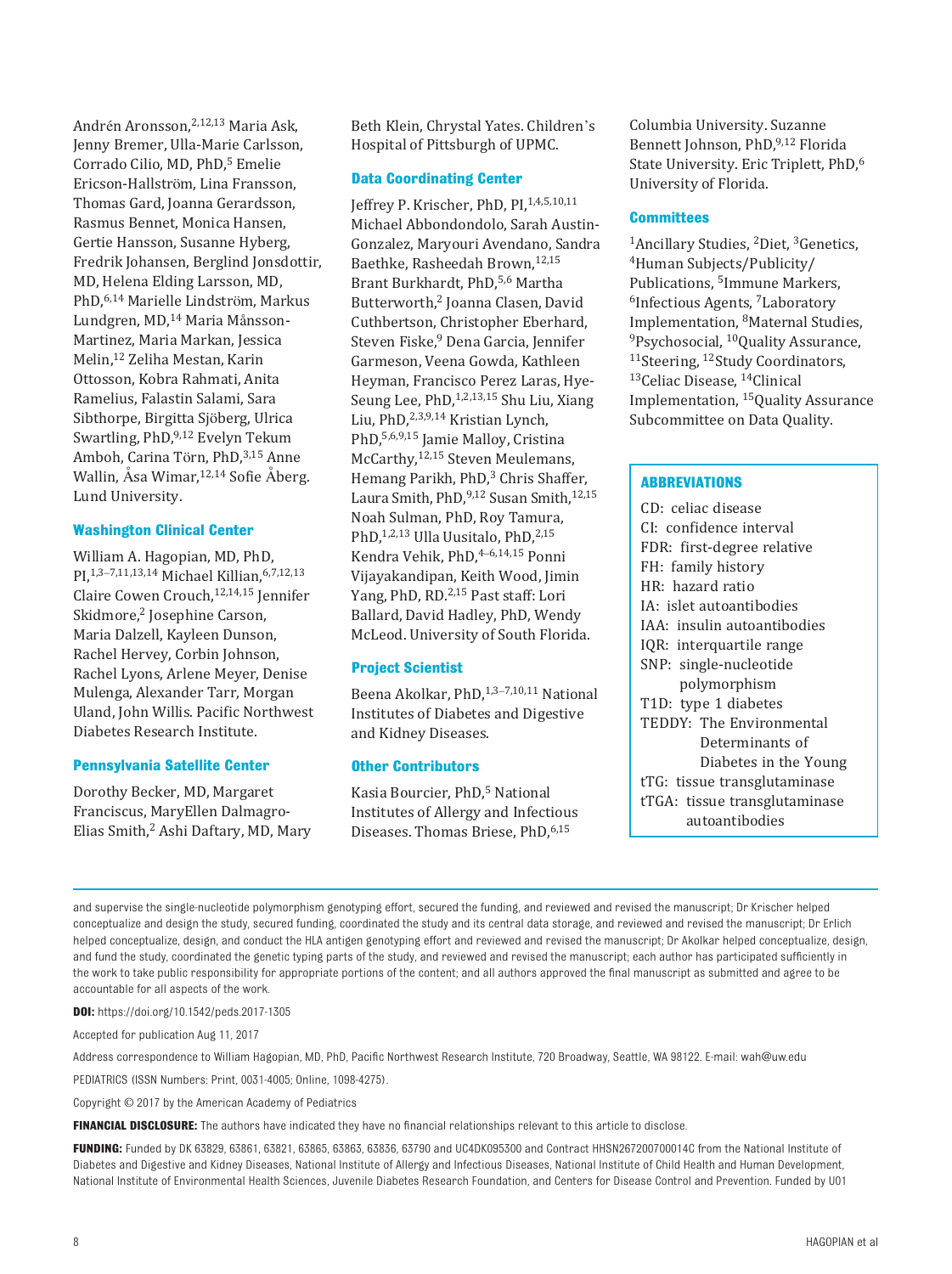Andrén Aronsson,[2,12,13] Maria Ask, Jenny Bremer, Ulla-Marie Carlsson, Corrado Cilio, MD, PhD,[5] Emelie Ericson-Hallström, Lina Fransson, Thomas Gard, Joanna Gerardsson, Rasmus Bennet, Monica Hansen, Gertie Hansson, Susanne Hyberg, Fredrik Johansen, Berglind Jonsdottir, MD, Helena Elding Larsson, MD, PhD,[6,14] Marielle Lindström, Markus Lundgren, MD,[14] Maria Månsson-Martinez, Maria Markan, Jessica Melin,[12] Zeliha Mestan, Karin Ottosson, Kobra Rahmati, Anita Ramelius, Falastin Salami, Sara Sibthorpe, Birgitta Sjöberg, Ulrica Swartling, PhD,[9,12] Evelyn Tekum Amboh, Carina Törn, PhD,[3,15] Anne Wallin, Åsa Wimar,[12,14] Sofie Åberg. Lund University.

### Washington Clinical Center

William A. Hagopian, MD, PhD, PI,[1,3–7,11,13,14] Michael Killian,[6,7,12,13] Claire Cowen Crouch,[12,14,15] Jennifer Skidmore,[2] Josephine Carson, Maria Dalzell, Kayleen Dunson, Rachel Hervey, Corbin Johnson, Rachel Lyons, Arlene Meyer, Denise Mulenga, Alexander Tarr, Morgan Uland, John Willis. Pacific Northwest Diabetes Research Institute.

### Pennsylvania Satellite Center

Dorothy Becker, MD, Margaret Franciscus, MaryEllen Dalmagro-Elias Smith,[2] Ashi Daftary, MD, Mary Beth Klein, Chrystal Yates. Children's Hospital of Pittsburgh of UPMC.

### Data Coordinating Center

Jeffrey P. Krischer, PhD, PI,[1,4,5,10,11] Michael Abbondondolo, Sarah Austin-Gonzalez, Maryouri Avendano, Sandra Baethke, Rasheedah Brown,[12,15] Brant Burkhardt, PhD,[5,6] Martha Butterworth,[2] Joanna Clasen, David Cuthbertson, Christopher Eberhard, Steven Fiske,[9] Dena Garcia, Jennifer Garmeson, Veena Gowda, Kathleen Heyman, Francisco Perez Laras, Hye-Seung Lee, PhD,[1,2,13,15] Shu Liu, Xiang Liu, PhD,[2,3,9,14] Kristian Lynch, PhD,[5,6,9,15] Jamie Malloy, Cristina McCarthy,[12,15] Steven Meulemans, Hemang Parikh, PhD,[3] Chris Shaffer, Laura Smith, PhD,[9,12] Susan Smith,[12,15] Noah Sulman, PhD, Roy Tamura, PhD,[1,2,13] Ulla Uusitalo, PhD,[2,15] Kendra Vehik, PhD,[4–6,14,15] Ponni Vijayakandipan, Keith Wood, Jimin Yang, PhD, RD.[2,15] Past staff: Lori Ballard, David Hadley, PhD, Wendy McLeod. University of South Florida.

### Project Scientist

Beena Akolkar, PhD,[1,3–7,10,11] National Institutes of Diabetes and Digestive and Kidney Diseases.

### Other Contributors

Kasia Bourcier, PhD,[5] National Institutes of Allergy and Infectious Diseases. Thomas Briese, PhD,[6,15] Columbia University. Suzanne Bennett Johnson, PhD,[9,12] Florida State University. Eric Triplett, PhD,[6] University of Florida.

### Committees

[1]Ancillary Studies, [2]Diet, [3]Genetics, [4]Human Subjects/Publicity/Publications, [5]Immune Markers, [6]Infectious Agents, [7]Laboratory Implementation, [8]Maternal Studies, [9]Psychosocial, [10]Quality Assurance, [11]Steering, [12]Study Coordinators, [13]Celiac Disease, [14]Clinical Implementation, [15]Quality Assurance Subcommittee on Data Quality.

### ABBREVIATIONS

CD: celiac disease
CI: confidence interval
FDR: first-degree relative
FH: family history
HR: hazard ratio
IA: islet autoantibodies
IAA: insulin autoantibodies
IQR: interquartile range
SNP: single-nucleotide polymorphism
T1D: type 1 diabetes
TEDDY: The Environmental Determinants of Diabetes in the Young
tTG: tissue transglutaminase
tTGA: tissue transglutaminase autoantibodies

---

and supervise the single-nucleotide polymorphism genotyping effort, secured the funding, and reviewed and revised the manuscript; Dr Krischer helped conceptualize and design the study, secured funding, coordinated the study and its central data storage, and reviewed and revised the manuscript; Dr Erlich helped conceptualize, design, and conduct the HLA antigen genotyping effort and reviewed and revised the manuscript; Dr Akolkar helped conceptualize, design, and fund the study, coordinated the genetic typing parts of the study, and reviewed and revised the manuscript; each author has participated sufficiently in the work to take public responsibility for appropriate portions of the content; and all authors approved the final manuscript as submitted and agree to be accountable for all aspects of the work.

**DOI:** https://doi.org/10.1542/peds.2017-1305

Accepted for publication Aug 11, 2017

Address correspondence to William Hagopian, MD, PhD, Pacific Northwest Research Institute, 720 Broadway, Seattle, WA 98122. E-mail: wah@uw.edu

PEDIATRICS (ISSN Numbers: Print, 0031-4005; Online, 1098-4275).

Copyright © 2017 by the American Academy of Pediatrics

**FINANCIAL DISCLOSURE:** The authors have indicated they have no financial relationships relevant to this article to disclose.

**FUNDING:** Funded by DK 63829, 63861, 63821, 63865, 63863, 63836, 63790 and UC4DK095300 and Contract HHSN267200700014C from the National Institute of Diabetes and Digestive and Kidney Diseases, National Institute of Allergy and Infectious Diseases, National Institute of Child Health and Human Development, National Institute of Environmental Health Sciences, Juvenile Diabetes Research Foundation, and Centers for Disease Control and Prevention. Funded by U01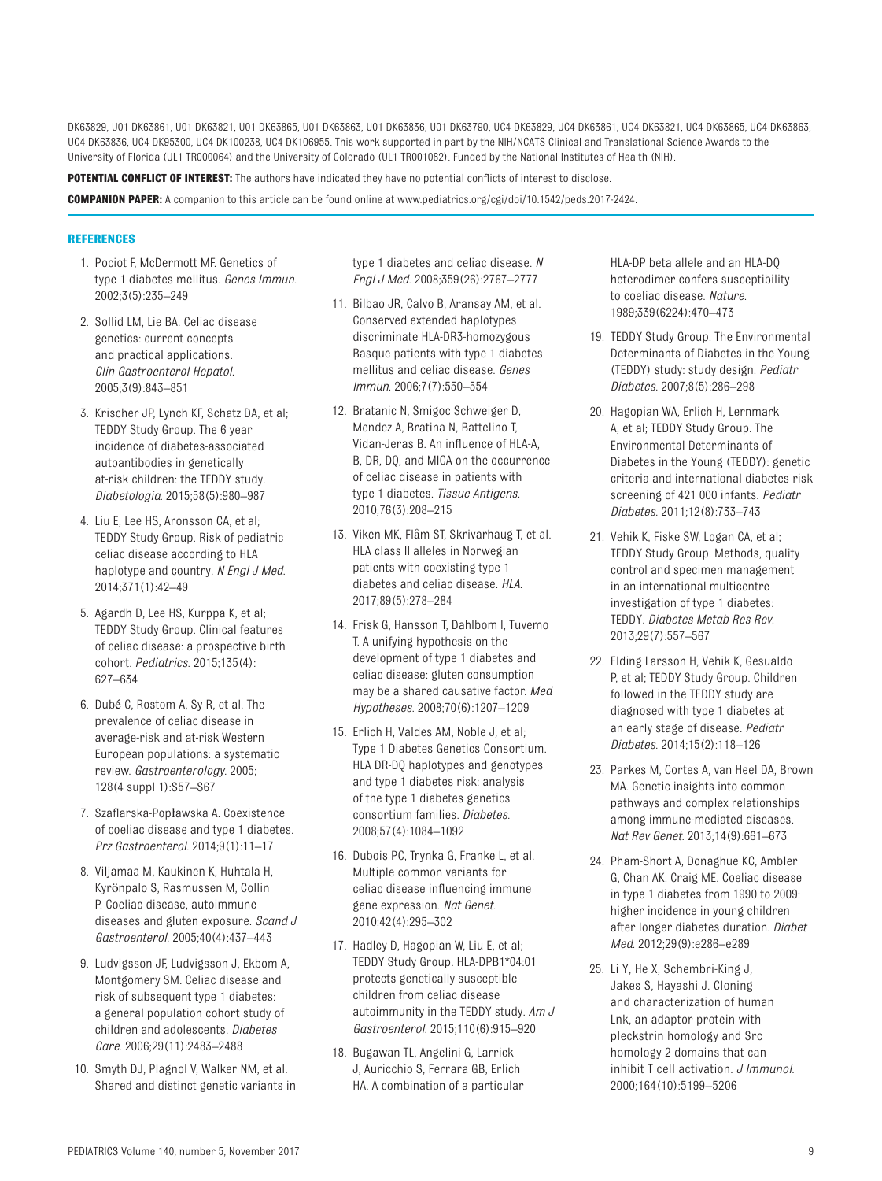DK63829, U01 DK63861, U01 DK63821, U01 DK63865, U01 DK63863, U01 DK63836, U01 DK63790, UC4 DK63829, UC4 DK63861, UC4 DK63821, UC4 DK63865, UC4 DK63863, UC4 DK63836, UC4 DK95300, UC4 DK100238, UC4 DK106955. This work supported in part by the NIH/NCATS Clinical and Translational Science Awards to the University of Florida (UL1 TR000064) and the University of Colorado (UL1 TR001082). Funded by the National Institutes of Health (NIH).

**POTENTIAL CONFLICT OF INTEREST:** The authors have indicated they have no potential conflicts of interest to disclose.

**COMPANION PAPER:** A companion to this article can be found online at www.pediatrics.org/cgi/doi/10.1542/peds.2017-2424.

## REFERENCES

1. Pociot F, McDermott MF. Genetics of type 1 diabetes mellitus. *Genes Immun*. 2002;3(5):235–249
2. Sollid LM, Lie BA. Celiac disease genetics: current concepts and practical applications. *Clin Gastroenterol Hepatol*. 2005;3(9):843–851
3. Krischer JP, Lynch KF, Schatz DA, et al; TEDDY Study Group. The 6 year incidence of diabetes-associated autoantibodies in genetically at-risk children: the TEDDY study. *Diabetologia*. 2015;58(5):980–987
4. Liu E, Lee HS, Aronsson CA, et al; TEDDY Study Group. Risk of pediatric celiac disease according to HLA haplotype and country. *N Engl J Med*. 2014;371(1):42–49
5. Agardh D, Lee HS, Kurppa K, et al; TEDDY Study Group. Clinical features of celiac disease: a prospective birth cohort. *Pediatrics*. 2015;135(4): 627–634
6. Dubé C, Rostom A, Sy R, et al. The prevalence of celiac disease in average-risk and at-risk Western European populations: a systematic review. *Gastroenterology*. 2005; 128(4 suppl 1):S57–S67
7. Szaflarska-Popławska A. Coexistence of coeliac disease and type 1 diabetes. *Prz Gastroenterol*. 2014;9(1):11–17
8. Viljamaa M, Kaukinen K, Huhtala H, Kyrönpalo S, Rasmussen M, Collin P. Coeliac disease, autoimmune diseases and gluten exposure. *Scand J Gastroenterol*. 2005;40(4):437–443
9. Ludvigsson JF, Ludvigsson J, Ekbom A, Montgomery SM. Celiac disease and risk of subsequent type 1 diabetes: a general population cohort study of children and adolescents. *Diabetes Care*. 2006;29(11):2483–2488
10. Smyth DJ, Plagnol V, Walker NM, et al. Shared and distinct genetic variants in type 1 diabetes and celiac disease. *N Engl J Med*. 2008;359(26):2767–2777
11. Bilbao JR, Calvo B, Aransay AM, et al. Conserved extended haplotypes discriminate HLA-DR3-homozygous Basque patients with type 1 diabetes mellitus and celiac disease. *Genes Immun*. 2006;7(7):550–554
12. Bratanic N, Smigoc Schweiger D, Mendez A, Bratina N, Battelino T, Vidan-Jeras B. An influence of HLA-A, B, DR, DQ, and MICA on the occurrence of celiac disease in patients with type 1 diabetes. *Tissue Antigens*. 2010;76(3):208–215
13. Viken MK, Flåm ST, Skrivarhaug T, et al. HLA class II alleles in Norwegian patients with coexisting type 1 diabetes and celiac disease. *HLA*. 2017;89(5):278–284
14. Frisk G, Hansson T, Dahlbom I, Tuvemo T. A unifying hypothesis on the development of type 1 diabetes and celiac disease: gluten consumption may be a shared causative factor. *Med Hypotheses*. 2008;70(6):1207–1209
15. Erlich H, Valdes AM, Noble J, et al; Type 1 Diabetes Genetics Consortium. HLA DR-DQ haplotypes and genotypes and type 1 diabetes risk: analysis of the type 1 diabetes genetics consortium families. *Diabetes*. 2008;57(4):1084–1092
16. Dubois PC, Trynka G, Franke L, et al. Multiple common variants for celiac disease influencing immune gene expression. *Nat Genet*. 2010;42(4):295–302
17. Hadley D, Hagopian W, Liu E, et al; TEDDY Study Group. HLA-DPB1*04:01 protects genetically susceptible children from celiac disease autoimmunity in the TEDDY study. *Am J Gastroenterol*. 2015;110(6):915–920
18. Bugawan TL, Angelini G, Larrick J, Auricchio S, Ferrara GB, Erlich HA. A combination of a particular HLA-DP beta allele and an HLA-DQ heterodimer confers susceptibility to coeliac disease. *Nature*. 1989;339(6224):470–473
19. TEDDY Study Group. The Environmental Determinants of Diabetes in the Young (TEDDY) study: study design. *Pediatr Diabetes*. 2007;8(5):286–298
20. Hagopian WA, Erlich H, Lernmark A, et al; TEDDY Study Group. The Environmental Determinants of Diabetes in the Young (TEDDY): genetic criteria and international diabetes risk screening of 421 000 infants. *Pediatr Diabetes*. 2011;12(8):733–743
21. Vehik K, Fiske SW, Logan CA, et al; TEDDY Study Group. Methods, quality control and specimen management in an international multicentre investigation of type 1 diabetes: TEDDY. *Diabetes Metab Res Rev*. 2013;29(7):557–567
22. Elding Larsson H, Vehik K, Gesualdo P, et al; TEDDY Study Group. Children followed in the TEDDY study are diagnosed with type 1 diabetes at an early stage of disease. *Pediatr Diabetes*. 2014;15(2):118–126
23. Parkes M, Cortes A, van Heel DA, Brown MA. Genetic insights into common pathways and complex relationships among immune-mediated diseases. *Nat Rev Genet*. 2013;14(9):661–673
24. Pham-Short A, Donaghue KC, Ambler G, Chan AK, Craig ME. Coeliac disease in type 1 diabetes from 1990 to 2009: higher incidence in young children after longer diabetes duration. *Diabet Med*. 2012;29(9):e286–e289
25. Li Y, He X, Schembri-King J, Jakes S, Hayashi J. Cloning and characterization of human Lnk, an adaptor protein with pleckstrin homology and Src homology 2 domains that can inhibit T cell activation. *J Immunol*. 2000;164(10):5199–5206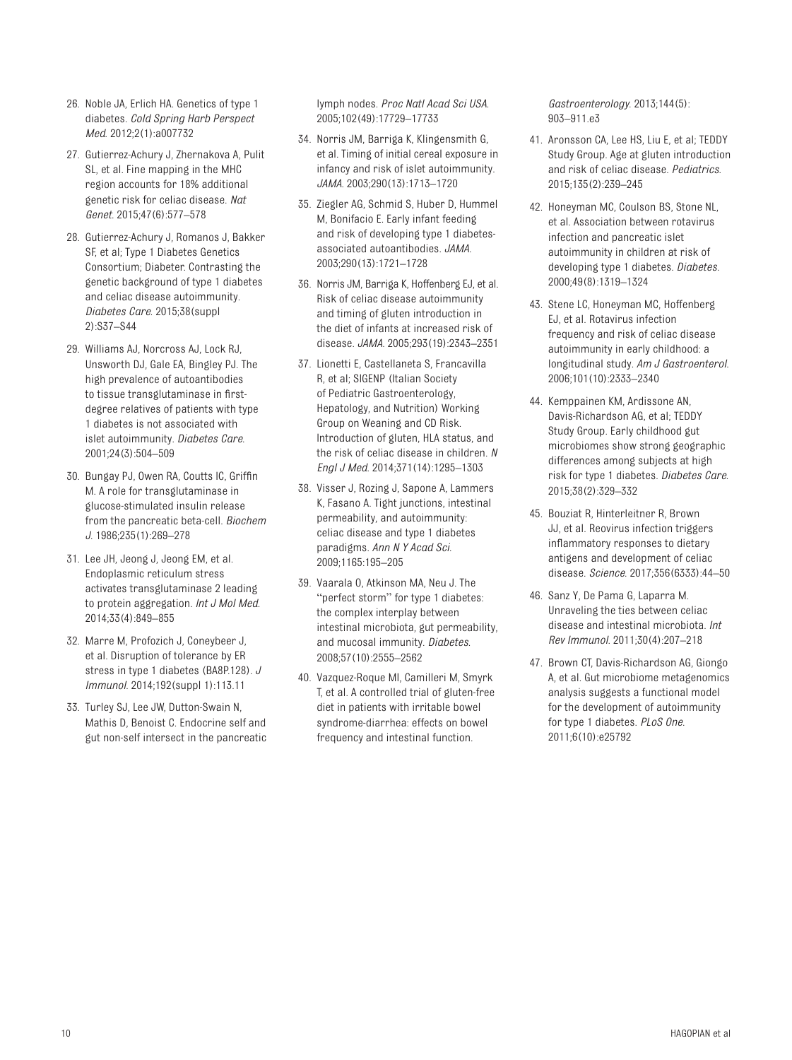26. Noble JA, Erlich HA. Genetics of type 1 diabetes. *Cold Spring Harb Perspect Med*. 2012;2(1):a007732

27. Gutierrez-Achury J, Zhernakova A, Pulit SL, et al. Fine mapping in the MHC region accounts for 18% additional genetic risk for celiac disease. *Nat Genet*. 2015;47(6):577–578

28. Gutierrez-Achury J, Romanos J, Bakker SF, et al; Type 1 Diabetes Genetics Consortium; Diabeter. Contrasting the genetic background of type 1 diabetes and celiac disease autoimmunity. *Diabetes Care*. 2015;38(suppl 2):S37–S44

29. Williams AJ, Norcross AJ, Lock RJ, Unsworth DJ, Gale EA, Bingley PJ. The high prevalence of autoantibodies to tissue transglutaminase in first-degree relatives of patients with type 1 diabetes is not associated with islet autoimmunity. *Diabetes Care*. 2001;24(3):504–509

30. Bungay PJ, Owen RA, Coutts IC, Griffin M. A role for transglutaminase in glucose-stimulated insulin release from the pancreatic beta-cell. *Biochem J*. 1986;235(1):269–278

31. Lee JH, Jeong J, Jeong EM, et al. Endoplasmic reticulum stress activates transglutaminase 2 leading to protein aggregation. *Int J Mol Med*. 2014;33(4):849–855

32. Marre M, Profozich J, Coneybeer J, et al. Disruption of tolerance by ER stress in type 1 diabetes (BA8P.128). *J Immunol*. 2014;192(suppl 1):113.11

33. Turley SJ, Lee JW, Dutton-Swain N, Mathis D, Benoist C. Endocrine self and gut non-self intersect in the pancreatic lymph nodes. *Proc Natl Acad Sci USA*. 2005;102(49):17729–17733

34. Norris JM, Barriga K, Klingensmith G, et al. Timing of initial cereal exposure in infancy and risk of islet autoimmunity. *JAMA*. 2003;290(13):1713–1720

35. Ziegler AG, Schmid S, Huber D, Hummel M, Bonifacio E. Early infant feeding and risk of developing type 1 diabetes-associated autoantibodies. *JAMA*. 2003;290(13):1721–1728

36. Norris JM, Barriga K, Hoffenberg EJ, et al. Risk of celiac disease autoimmunity and timing of gluten introduction in the diet of infants at increased risk of disease. *JAMA*. 2005;293(19):2343–2351

37. Lionetti E, Castellaneta S, Francavilla R, et al; SIGENP (Italian Society of Pediatric Gastroenterology, Hepatology, and Nutrition) Working Group on Weaning and CD Risk. Introduction of gluten, HLA status, and the risk of celiac disease in children. *N Engl J Med*. 2014;371(14):1295–1303

38. Visser J, Rozing J, Sapone A, Lammers K, Fasano A. Tight junctions, intestinal permeability, and autoimmunity: celiac disease and type 1 diabetes paradigms. *Ann N Y Acad Sci*. 2009;1165:195–205

39. Vaarala O, Atkinson MA, Neu J. The "perfect storm" for type 1 diabetes: the complex interplay between intestinal microbiota, gut permeability, and mucosal immunity. *Diabetes*. 2008;57(10):2555–2562

40. Vazquez-Roque MI, Camilleri M, Smyrk T, et al. A controlled trial of gluten-free diet in patients with irritable bowel syndrome-diarrhea: effects on bowel frequency and intestinal function. *Gastroenterology*. 2013;144(5):903–911.e3

41. Aronsson CA, Lee HS, Liu E, et al; TEDDY Study Group. Age at gluten introduction and risk of celiac disease. *Pediatrics*. 2015;135(2):239–245

42. Honeyman MC, Coulson BS, Stone NL, et al. Association between rotavirus infection and pancreatic islet autoimmunity in children at risk of developing type 1 diabetes. *Diabetes*. 2000;49(8):1319–1324

43. Stene LC, Honeyman MC, Hoffenberg EJ, et al. Rotavirus infection frequency and risk of celiac disease autoimmunity in early childhood: a longitudinal study. *Am J Gastroenterol*. 2006;101(10):2333–2340

44. Kemppainen KM, Ardissone AN, Davis-Richardson AG, et al; TEDDY Study Group. Early childhood gut microbiomes show strong geographic differences among subjects at high risk for type 1 diabetes. *Diabetes Care*. 2015;38(2):329–332

45. Bouziat R, Hinterleitner R, Brown JJ, et al. Reovirus infection triggers inflammatory responses to dietary antigens and development of celiac disease. *Science*. 2017;356(6333):44–50

46. Sanz Y, De Pama G, Laparra M. Unraveling the ties between celiac disease and intestinal microbiota. *Int Rev Immunol*. 2011;30(4):207–218

47. Brown CT, Davis-Richardson AG, Giongo A, et al. Gut microbiome metagenomics analysis suggests a functional model for the development of autoimmunity for type 1 diabetes. *PLoS One*. 2011;6(10):e25792